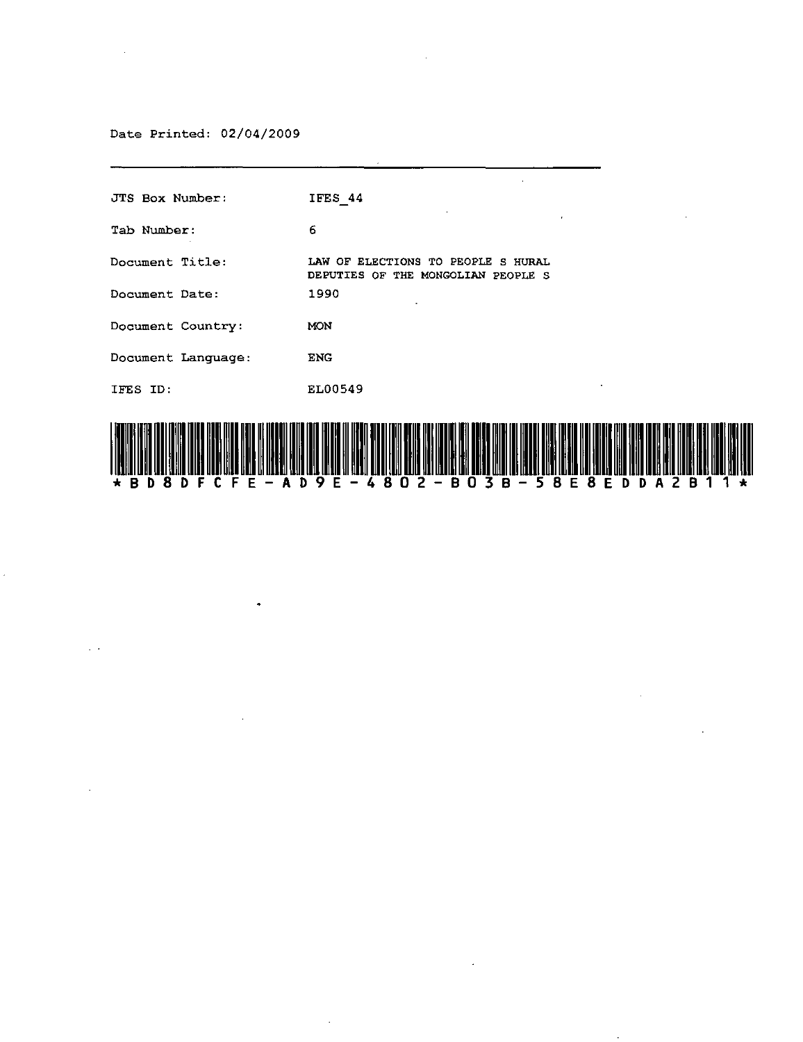Date Printed: 02/04/2009

| | |
|---|---|
| JTS Box Number: | IFES_44 |
| Tab Number: | 6 |
| Document Title: | LAW OF ELECTIONS TO PEOPLE S HURAL DEPUTIES OF THE MONGOLIAN PEOPLE S |
| Document Date: | 1990 |
| Document Country: | MON |
| Document Language: | ENG |
| IFES ID: | EL00549 |

*BD8DFCFE-AD9E-4802-B03B-58E8EDDA2B11*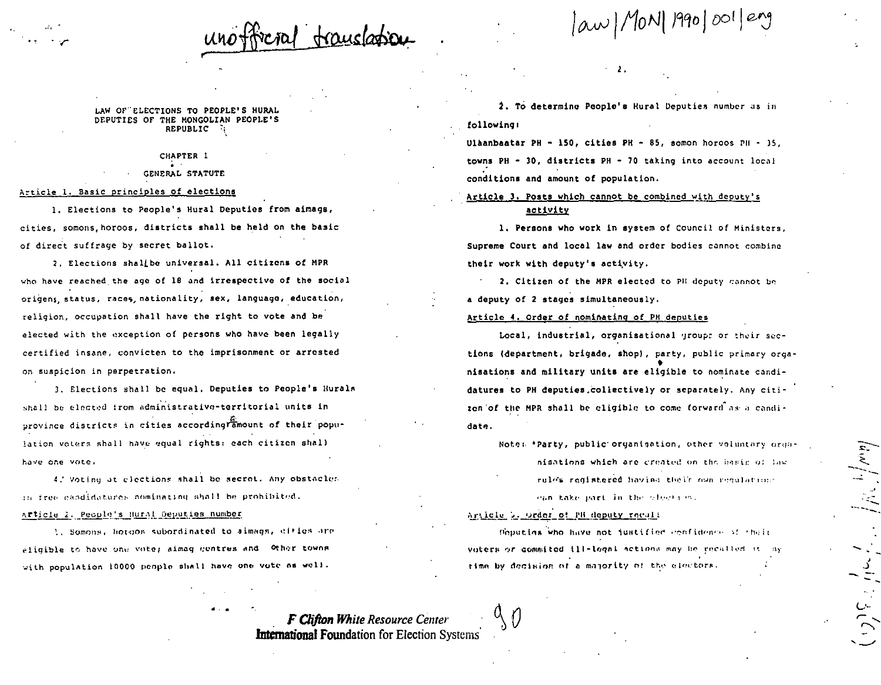unofficial translation

law/MON/1990/001/eng

LAW OF ELECTIONS TO PEOPLE'S HURAL DEPUTIES OF THE MONGOLIAN PEOPLE'S REPUBLIC

## CHAPTER 1

## GENERAL STATUTE

Article 1. Basic principles of elections

1. Elections to People's Hural Deputies from aimags, cities, somons, horoos, districts shall be held on the basic of direct suffrage by secret ballot.

2. Elections shall be universal. All citizens of MPR who have reached the age of 18 and irrespective of the social origens, status, races, nationality, sex, language, education, religion, occupation shall have the right to vote and be elected with the exception of persons who have been legally certified insane, convicten to the imprisonment or arrested on suspicion in perpetration.

3. Elections shall be equal. Deputies to People's Hurals shall be elected from administrative-territorial units in province districts in cities according to amount of their population voters shall have equal rights: each citizen shall have one vote.

4. Voting at elections shall be secret. Any obstacles in free candidatures nominating shall be prohibited.

Article 2. People's Hural Deputies number

1. Somons, horoos subordinated to aimags, cities are eligible to have one vote; aimag centres and other towns with population 10000 people shall have one vote as well.

2. To determine People's Hural Deputies number as in following:

Ulaanbaatar PH - 150, cities PH - 85, somon horoos PH - 35, towns PH - 30, districts PH - 70 taking into account local conditions and amount of population.

Article 3. Posts which cannot be combined with deputy's activity

1. Persons who work in system of Council of Ministers, Supreme Court and local law and order bodies cannot combine their work with deputy's activity.

2. Citizen of the MPR elected to PH deputy cannot be a deputy of 2 stages simultaneously.

Article 4. Order of nominating of PH deputies

Local, industrial, organisational groups or their sections (department, brigade, shop), party, public primary organisations and military units are eligible to nominate candidatures to PH deputies collectively or separately. Any citizen of the MPR shall be eligible to come forward as a candidate.

Note: "Party, public organisation, other voluntary organisations which are created on the basis of law rules registered having their own regulations can take part in the elections.

Article 5. Order of PH deputy recall

Deputies who have not justified confidence of their voters or commited ill-legal actions may be recalled at any time by decision of a majority of the electors.

F Clifton White Resource Center
International Foundation for Election Systems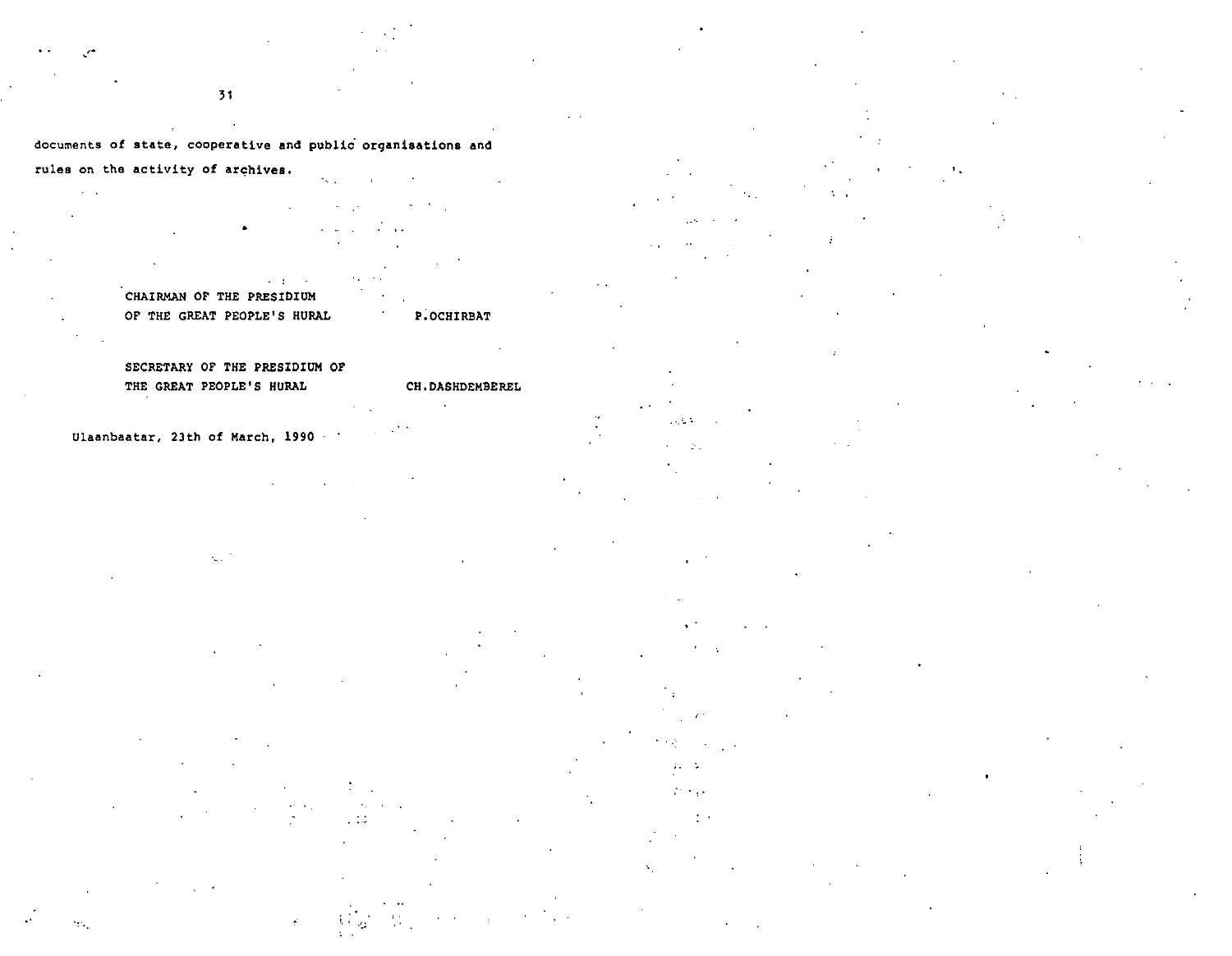documents of state, cooperative and public organisations and rules on the activity of archives.

CHAIRMAN OF THE PRESIDIUM
OF THE GREAT PEOPLE'S HURAL P.OCHIRBAT

SECRETARY OF THE PRESIDIUM OF
THE GREAT PEOPLE'S HURAL CH.DASHDEMBEREL

Ulaanbaatar, 23th of March, 1990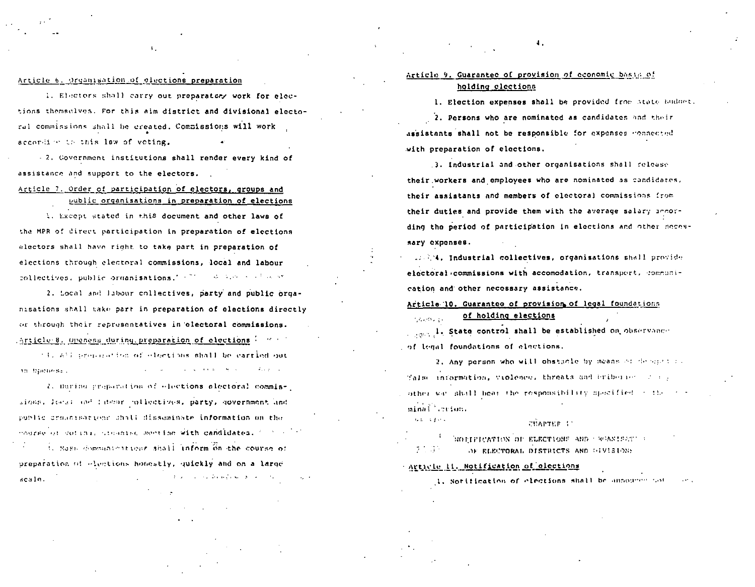Article 6. Organisation of elections preparation

1. Electors shall carry out preparatory work for elections themselves. For this aim district and divisional electoral commissions shall be created. Commissions will work according to this law of voting.

2. Government institutions shall render every kind of assistance and support to the electors.

Article 7. Order of participation of electors, groups and public organisations in preparation of elections

1. Except stated in this document and other laws of the MPR of direct participation in preparation of elections electors shall have right to take part in preparation of elections through electoral commissions, local and labour collectives, public organisations.

2. Local and labour collectives, party and public organisations shall take part in preparation of elections directly or through their representatives in electoral commissions.

Article 8. Openess during preparation of elections

1. All preparation of elections shall be carried out in openess.

2. During preparation of elections electoral commissions, local and labour collectives, party, government and public organisations shall disseminate information on the course of voting, organise meeting with candidates.

3. Mass communications shall inform on the course of preparation of elections honestly, quickly and on a large scale.

Article 9. Guarantee of provision of economic basis of holding elections

1. Election expenses shall be provided from State budget.

2. Persons who are nominated as candidates and their assistants shall not be responsible for expenses connected with preparation of elections.

3. Industrial and other organisations shall release their workers and employees who are nominated as candidates, their assistants and members of electoral commissions from their duties and provide them with the average salary according the period of participation in elections and other necessary expenses.

4. Industrial collectives, organisations shall provide electoral commissions with accomodation, transport, communication and other necessary assistance.

Article 10. Guarantee of provision of legal foundations of holding elections

1. State control shall be established on observance of legal foundations of elections.

2. Any person who will obstacle by means of deception, false information, violence, threats and bribery or any other way shall bear the responsibility specified in the criminal action.

CHAPTER II

NOTIFICATION OF ELECTIONS AND ORGANISATION OF ELECTORAL DISTRICTS AND DIVISIONS

Article 11. Notification of elections

1. Notification of elections shall be announced not ...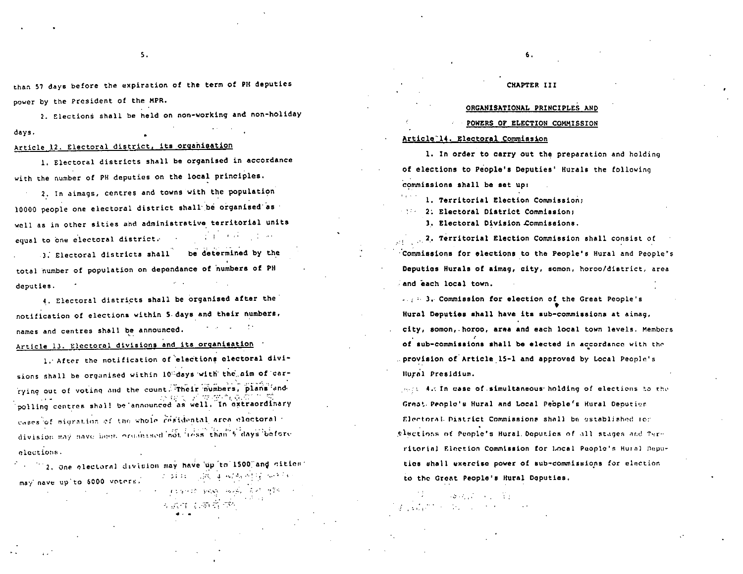than 57 days before the expiration of the term of PH deputies power by the President of the MPR.

2. Elections shall be held on non-working and non-holiday days.

Article 12. Electoral district, its organisation

1. Electoral districts shall be organised in accordance with the number of PH deputies on the local principles.

2. In aimags, centres and towns with the population 10000 people one electoral district shall be organised as well as in other sities and administrative territorial units equal to one electoral district.

3. Electoral districts shall be determined by the total number of population on dependance of numbers of PH deputies.

4. Electoral districts shall be organised after the notification of elections within 5 days and their numbers, names and centres shall be announced.

Article 13. Electoral divisions and its organisation

1. After the notification of elections electoral divisions shall be organised within 10 days with the aim of carrying out of voting and the count. Their numbers, plans and polling centres shall be announced as well. In extraordinary cases of migration of the whole residental area electoral division may have been organised not less than 5 days before elections.

2. One electoral division may have up to 1500 and cities may have up to 6000 voters.

CHAPTER III

ORGANISATIONAL PRINCIPLES AND

POWERS OF ELECTION COMMISSION

Article 14. Electoral Commission

1. In order to carry out the preparation and holding of elections to People's Deputies' Hurals the following commissions shall be set up:

1. Territorial Election Commission;
2. Electoral District Commission;
3. Electoral Division Commissions.

2. Territorial Election Commission shall consist of Commissions for elections to the People's Hural and People's Deputies Hurals of aimag, city, somon, horoo/district, area and each local town.

3. Commission for election of the Great People's Hural Deputies shall have its sub-commissions at aimag, city, somon, horoo, area and each local town levels. Members of sub-commissions shall be elected in accordance with the provision of Article 15-1 and approved by Local People's Hural Presidium.

4. In case of simultaneous holding of elections to the Great People's Hural and Local People's Hural Deputies Electoral District Commissions shall be established for elections of People's Hural Deputies of all stages and Territorial Election Commission for Local People's Hural Deputies shall exercise power of sub-commissions for election to the Great People's Hural Deputies.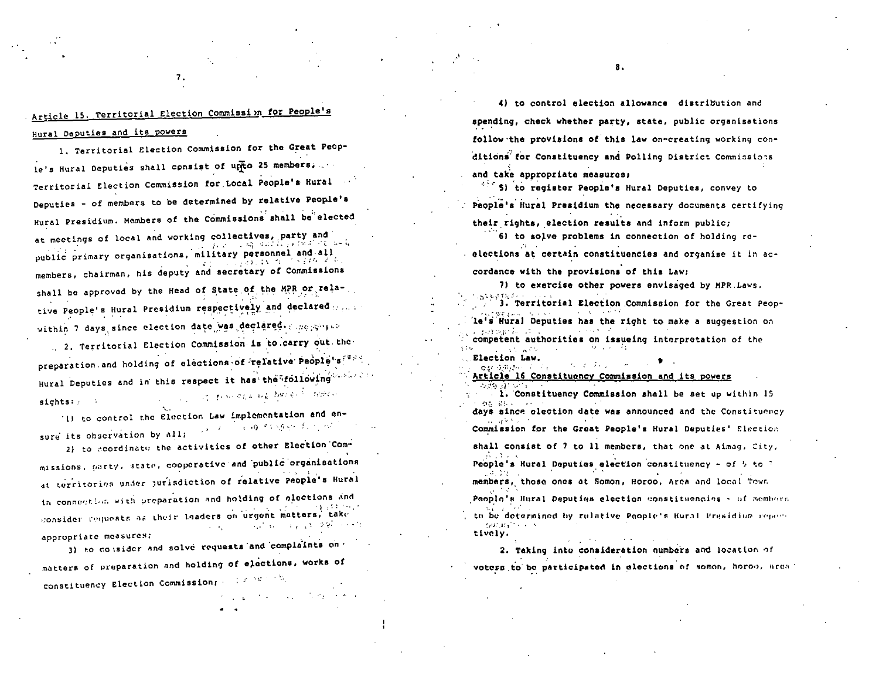## Article 15. Territorial Election Commission for People's Hural Deputies and its powers

1. Territorial Election Commission for the Great People's Hural Deputies shall consist of upto 25 members, Territorial Election Commission for Local People's Hural Deputies - of members to be determined by relative People's Hural Presidium. Members of the Commissions shall be elected at meetings of local and working collectives, party and public primary organisations, military personnel and all members, chairman, his deputy and secretary of Commissions shall be approved by the Head of State of the MPR or relative People's Hural Presidium respectively and declared within 7 days since election date was declared.

2. Territorial Election Commission is to carry out the preparation and holding of elections of relative People's Hural Deputies and in this respect it has the following sights:

1) to control the Election Law implementation and ensure its observation by all;

2) to coordinate the activities of other Election Commissions, party, state, cooperative and public organisations at territories under jurisdiction of relative People's Hural in connection with preparation and holding of elections and consider requests as their leaders on urgent matters, take appropriate measures;

3) to consider and solve requests and complaints on matters of preparation and holding of elections, works of constituency Election Commission;

4) to control election allowance distribution and spending, check whether party, state, public organisations follow the provisions of this law on-creating working conditions for Constituency and Polling District Commissions and take appropriate measures;

5) to register People's Hural Deputies, convey to People's Hural Presidium the necessary documents certifying their rights, election results and inform public;

6) to solve problems in connection of holding re-elections at certain constituencies and organise it in accordance with the provisions of this Law;

7) to exercise other powers envisaged by MPR Laws.

3. Territorial Election Commission for the Great People's Hural Deputies has the right to make a suggestion on competent authorities on issueing interpretation of the Election Law.

## Article 16 Constituency Commission and its powers

1. Constituency Commission shall be set up within 15 days since election date was announced and the Constituency Commission for the Great People's Hural Deputies' Election shall consist of 7 to 11 members, that one at Aimag, City, People's Hural Deputies election constituency - of 5 to 7 members, those ones at Somon, Horoo, Area and local Town People's Hural Deputies election constituencies - of members to be determined by relative People's Hural Presidium respectively.

2. Taking into consideration numbers and location of voters to be participated in elections of somon, horoo, area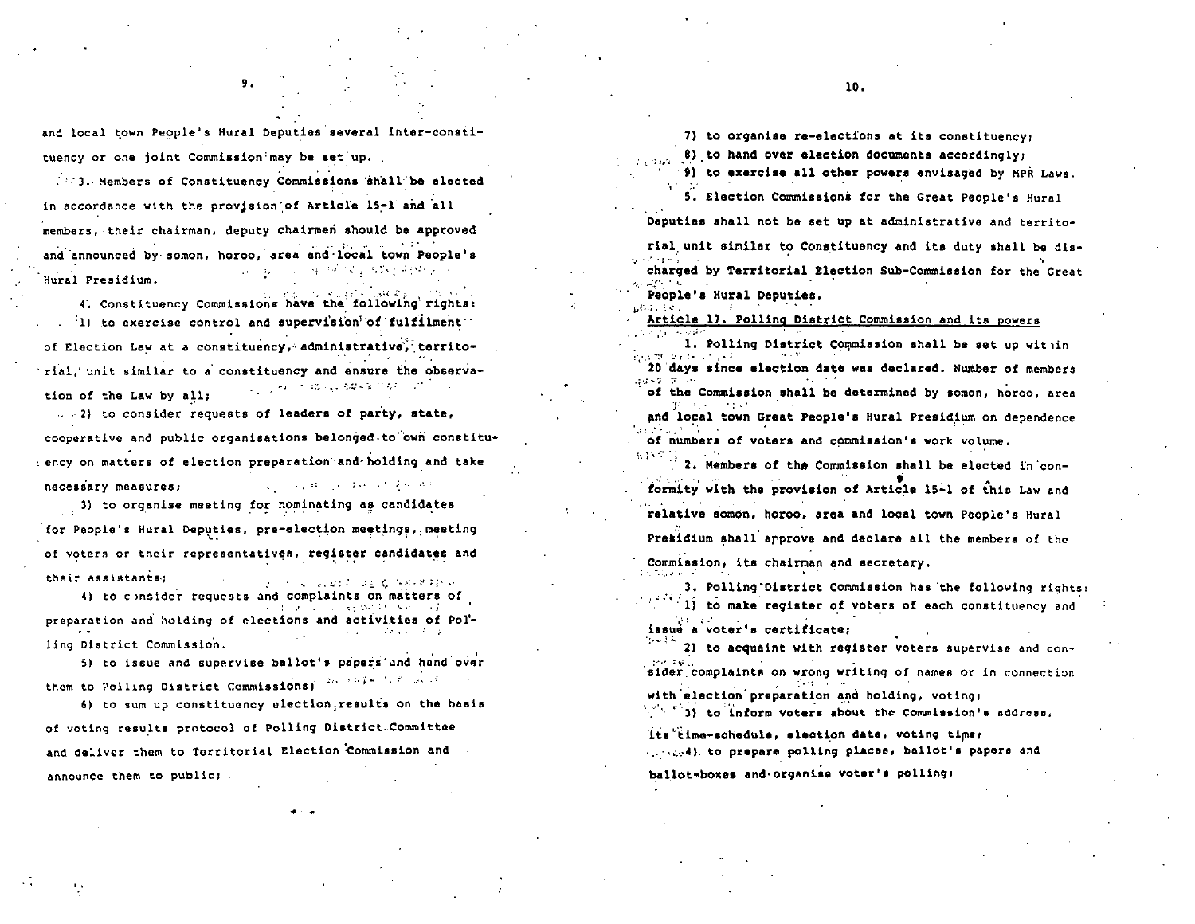and local town People's Hural Deputies several inter-constituency or one joint Commission may be set up.

3. Members of Constituency Commissions shall be elected in accordance with the provision of Article 15-1 and all members, their chairman, deputy chairmen should be approved and announced by somon, horoo, area and local town People's Hural Presidium.

4. Constituency Commissions have the following rights:

1) to exercise control and supervision of fulfilment of Election Law at a constituency, administrative, territorial, unit similar to a constituency and ensure the observation of the Law by all;

2) to consider requests of leaders of party, state, cooperative and public organisations belonged to own constituency on matters of election preparation and holding and take necessary measures;

3) to organise meeting for nominating as candidates for People's Hural Deputies, pre-election meetings, meeting of voters or their representatives, register candidates and their assistants;

4) to consider requests and complaints on matters of preparation and holding of elections and activities of Polling District Commission.

5) to issue and supervise ballot's papers and hand over them to Polling District Commissions;

6) to sum up constituency election results on the basis of voting results protocol of Polling District Committee and deliver them to Territorial Election Commission and announce them to public;

7) to organise re-elections at its constituency;

8) to hand over election documents accordingly;

9) to exercise all other powers envisaged by MPR Laws.

5. Election Commissions for the Great People's Hural Deputies shall not be set up at administrative and territorial unit similar to Constituency and its duty shall be discharged by Territorial Election Sub-Commission for the Great People's Hural Deputies.

## Article 17. Polling District Commission and its powers

1. Polling District Commission shall be set up within 20 days since election date was declared. Number of members of the Commission shall be determined by somon, horoo, area and local town Great People's Hural Presidium on dependence of numbers of voters and commission's work volume.

2. Members of the Commission shall be elected in conformity with the provision of Article 15-1 of this Law and relative somon, horoo, area and local town People's Hural Presidium shall approve and declare all the members of the Commission, its chairman and secretary.

3. Polling District Commission has the following rights:

1) to make register of voters of each constituency and issue a voter's certificate;

2) to acquaint with register voters supervise and consider complaints on wrong writing of names or in connection with election preparation and holding, voting;

3) to inform voters about the Commission's address, its time-schedule, election date, voting time;

4) to prepare polling places, ballot's papers and ballot-boxes and organise voter's polling;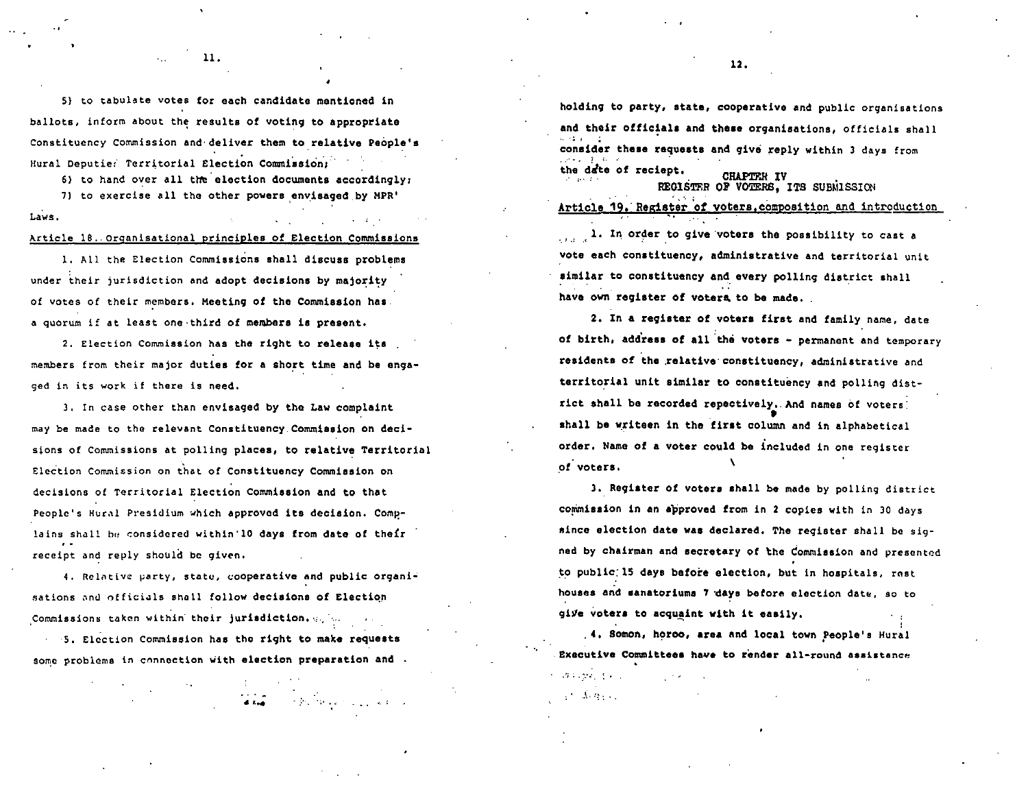5) to tabulate votes for each candidate mentioned in ballots, inform about the results of voting to appropriate Constituency Commission and deliver them to relative People's Hural Deputies Territorial Election Commission;

6) to hand over all the election documents accordingly;

7) to exercise all the other powers envisaged by MPR' Laws.

Article 18. Organisational principles of Election Commissions

1. All the Election Commissions shall discuss problems under their jurisdiction and adopt decisions by majority of votes of their members. Meeting of the Commission has a quorum if at least one third of members is present.

2. Election Commission has the right to release its members from their major duties for a short time and be engaged in its work if there is need.

3. In case other than envisaged by the Law complaint may be made to the relevant Constituency Commission on decisions of Commissions at polling places, to relative Territorial Election Commission on that of Constituency Commission on decisions of Territorial Election Commission and to that People's Hural Presidium which approved its decision. Complains shall be considered within 10 days from date of their receipt and reply should be given.

4. Relative party, state, cooperative and public organisations and officials shall follow decisions of Election Commissions taken within their jurisdiction.

5. Election Commission has the right to make requests some problems in connection with election preparation and holding to party, state, cooperative and public organisations and their officials and these organisations, officials shall consider these requests and give reply within 3 days from the date of reciept.

## CHAPTER IV
## REGISTER OF VOTERS, ITS SUBMISSION

Article 19. Register of voters, composition and introduction

1. In order to give voters the possibility to cast a vote each constituency, administrative and territorial unit similar to constituency and every polling district shall have own register of voters to be made.

2. In a register of voters first and family name, date of birth, address of all the voters - permanent and temporary residents of the relative constituency, administrative and territorial unit similar to constituency and polling district shall be recorded repectively. And names of voters shall be writeen in the first column and in alphabetical order. Name of a voter could be included in one register of voters.

3. Register of voters shall be made by polling district commission in an approved from in 2 copies with in 30 days since election date was declared. The register shall be signed by chairman and secretary of the Commission and presented to public 15 days before election, but in hospitals, rest houses and sanatoriums 7 days before election date, so to give voters to acquaint with it easily.

4. Somon, horoo, area and local town People's Hural Executive Committees have to render all-round assistance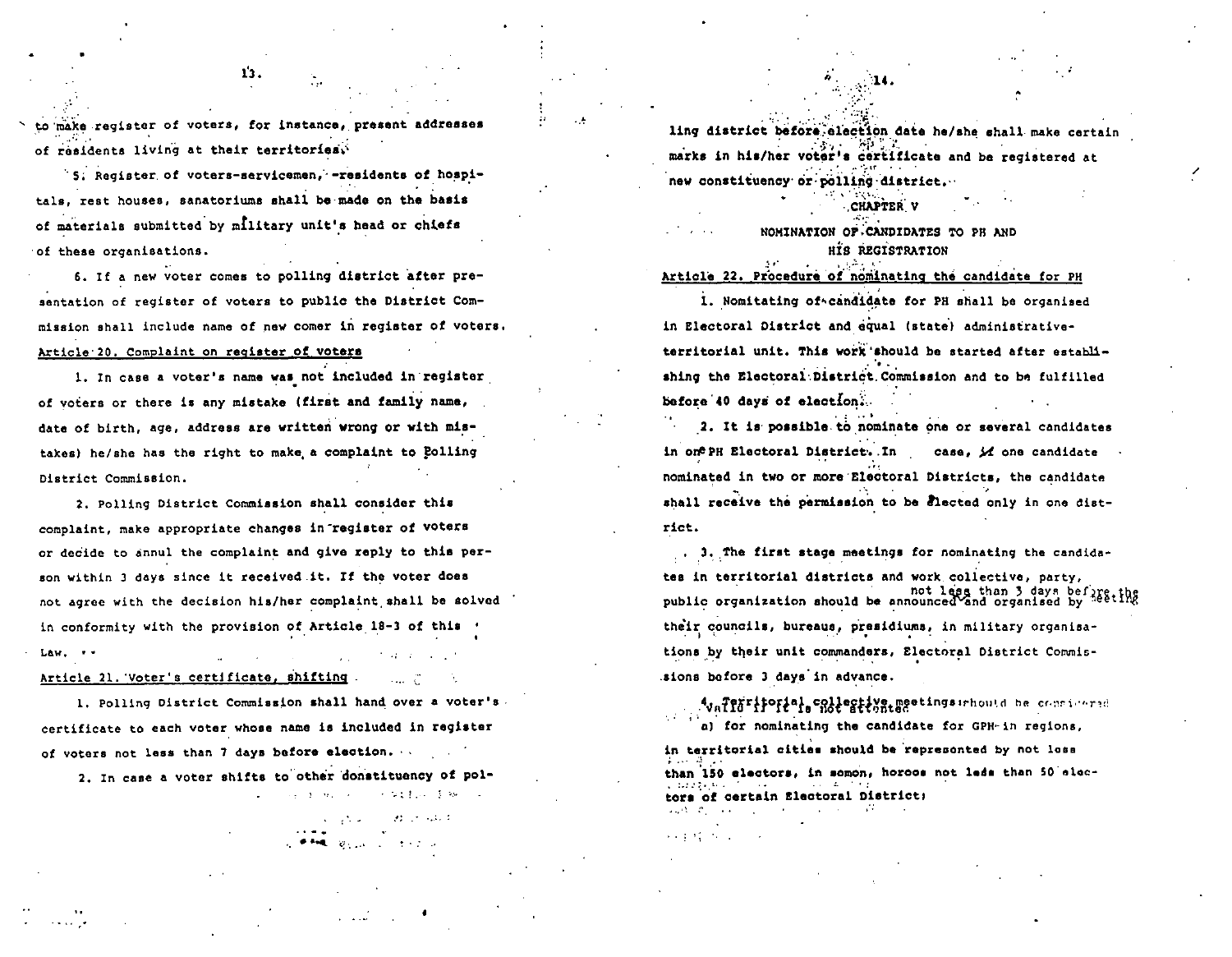to make register of voters, for instance, present addresses of residents living at their territories.

5. Register of voters-servicemen, -residents of hospitals, rest houses, sanatoriums shall be made on the basis of materials submitted by military unit's head or chiefs of these organisations.

6. If a new voter comes to polling district after presentation of register of voters to public the District Commission shall include name of new comer in register of voters.

Article 20. Complaint on register of voters

1. In case a voter's name was not included in register of voters or there is any mistake (first and family name, date of birth, age, address are written wrong or with mistakes) he/she has the right to make a complaint to Polling District Commission.

2. Polling District Commission shall consider this complaint, make appropriate changes in register of voters or decide to annul the complaint and give reply to this person within 3 days since it received it. If the voter does not agree with the decision his/her complaint shall be solved in conformity with the provision of Article 18-3 of this Law.

Article 21. Voter's certificate, shifting

1. Polling District Commission shall hand over a voter's certificate to each voter whose name is included in register of voters not less than 7 days before election.

2. In case a voter shifts to other constituency of polling district before election date he/she shall make certain marks in his/her voter's certificate and be registered at new constituency or polling district.

CHAPTER V

NOMINATION OF CANDIDATES TO PH AND HIS REGISTRATION

Article 22. Procedure of nominating the candidate for PH

1. Nomitating of candidate for PH shall be organised in Electoral District and equal (state) administrative-territorial unit. This work should be started after establishing the Electoral District Commission and to be fulfilled before 40 days of election.

2. It is possible to nominate one or several candidates in one PH Electoral District. In case, if one candidate nominated in two or more Electoral Districts, the candidate shall receive the permission to be elected only in one district.

3. The first stage meetings for nominating the candidates in territorial districts and work collective, party, public organization should be announced and organised by not less than 3 days before the meeting their councils, bureaus, presidiums, in military organisations by their unit commanders, Electoral District Commissions before 3 days in advance.

4. Territorial collective meetings should be considered valid if it is not attended:

a) for nominating the candidate for GPH in regions, in territorial cities should be represented by not less than 150 electors, in somon, horoos not less than 50 electors of certain Electoral District;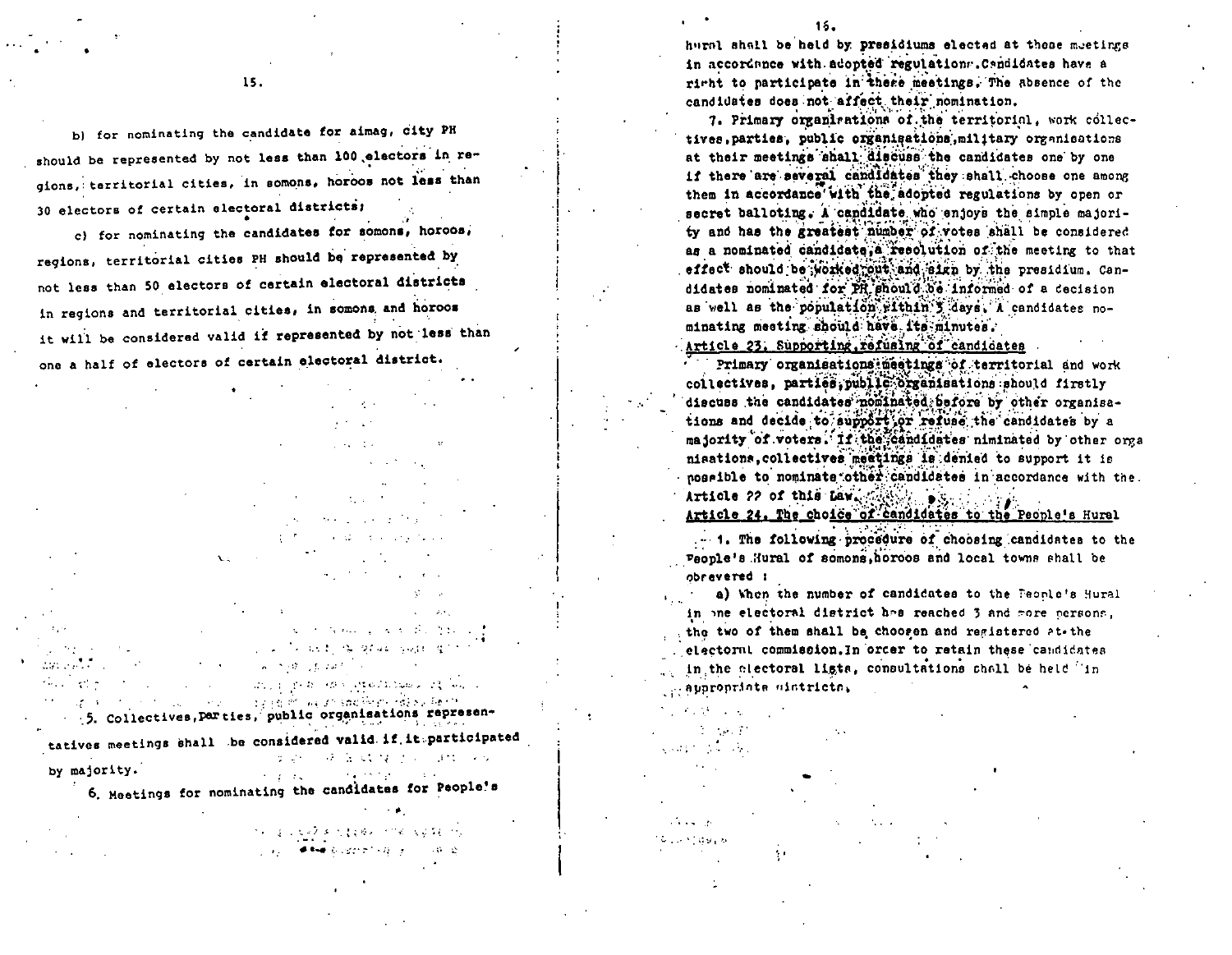b) for nominating the candidate for aimag, city PH should be represented by not less than 100 electors in regions, territorial cities, in somons, horoos not less than 30 electors of certain electoral districts;

c) for nominating the candidates for somons, horoos, regions, territorial cities PH should be represented by not less than 50 electors of certain electoral districts in regions and territorial cities, in somons and horoos it will be considered valid if represented by not less than one a half of electors of certain electoral district.

5. Collectives,Parties, public organisations representatives meetings shall be considered valid if it participated by majority.

6. Meetings for nominating the candidates for People's hural shall be held by presidiums elected at those meetings in accordance with adopted regulations.Candidates have a right to participate in these meetings. The absence of the candidates does not affect their nomination.

7. Primary organisations of the territorial, work collectives,parties, public organisations,military organisations at their meetings shall discuss the candidates one by one if there are several candidates they shall choose one among them in accordance with the adopted regulations by open or secret balloting. A candidate who enjoys the simple majority and has the greatest number of votes shall be considered as a nominated candidate,a resolution of the meeting to that effect should be worked out and sign by the presidium. Candidates nominated for PH should be informed of a decision as well as the population within 3 days. A candidates nominating meeting should have its minutes.

## Article 23. Supporting,refusing of candidates

Primary organisations meetings of territorial and work collectives, parties,public organisations should firstly discuss the candidates nominated before by other organisations and decide to support or refuse the candidates by a majority of voters. If the candidates niminated by other organisations,collectives meetings is denied to support it is possible to nominate other candidates in accordance with the Article ?? of this Law.

## Article 24. The choice of candidates to the People's Hural

1. The following procedure of choosing candidates to the People's Hural of somons,horoos and local towns shall be obrevered :

a) When the number of candidates to the People's Hural in one electoral district has reached 3 and more persons, the two of them shall be choozen and registered at the electoral commission.In order to retain these candidates in the electoral lists, consultations shall be held in appropriate districts,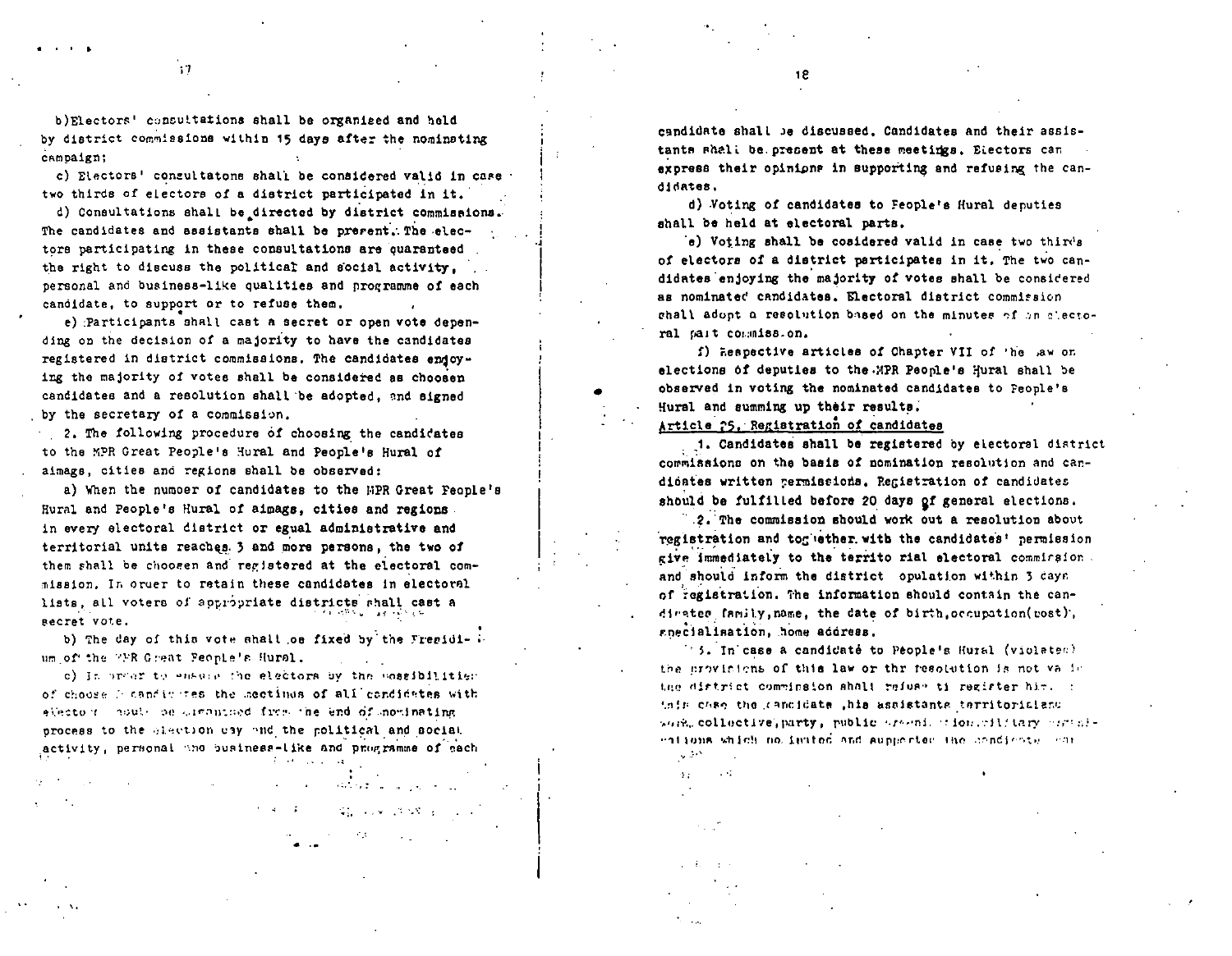b) Electors' consultations shall be organized and held by district commissions within 15 days after the nominating campaign;

c) Electors' consultatons shall be considered valid in case two thirds of electors of a district participated in it.

d) Consultations shall be directed by district commissions. The candidates and assistants shall be present. The electors participating in these consultations are quaranteed the right to discuss the political and social activity, personal and business-like qualities and programme of each candidate, to support or to refuse them.

e) Participants shall cast a secret or open vote depending on the decision of a majority to have the candidates registered in district commissions. The candidates enjoying the majority of votes shall be considered as choosen candidates and a resolution shall be adopted, and signed by the secretary of a commission.

2. The following procedure of choosing the candidates to the MPR Great People's Hural and People's Hural of aimags, cities and regions shall be observed:

a) When the number of candidates to the MPR Great People's Hural and People's Hural of aimags, cities and regions in every electoral district or egual administrative and territorial units reaches 3 and more persons, the two of them shall be choosen and registered at the electoral commission. In order to retain these candidates in electoral lists, all voters of appropriate districts shall cast a secret vote.

b) The day of this vote shall be fixed by the Presidium of the MPR Great People's Hural.

c) In order to ensure the electors by the possibilities of choose candidates the meetings of all candidates with electors should be organized from the end of nominating process to the election day and the political and social activity, personal and business-like and programme of each candidate shall be discussed. Candidates and their assistants shall be present at these meetings. Electors can express their opinions in supporting and refusing the candidates.

d) Voting of candidates to People's Hural deputies shall be held at electoral parts.

e) Voting shall be cosidered valid in case two thirds of electors of a district participates in it. The two candidates enjoying the majority of votes shall be considered as nominated candidates. Electoral district commission shall adopt a resolution based on the minutes of an electoral part commission.

f) Respective articles of Chapter VII of the Law on elections of deputies to the MPR People's Hural shall be observed in voting the nominated candidates to People's Hural and summing up their results.

Article 25. Registration of candidates

1. Candidates shall be registered by electoral district commissions on the basis of nomination resolution and candidates written permissions. Registration of candidates should be fulfilled before 20 days of general elections.

2. The commission should work out a resolution about registration and together with the candidates' permission give immediately to the territo rial electoral commission and should inform the district population within 3 days of registration. The information should contain the candidates family, name, the date of birth, occupation (post), specialisation, home address.

3. In case a candidate to People's Hural (violates) the provisions of this law or the resolution is not valid the district commission shall refuse to register him. In this case the candidate, his assistants, territorial and work collective, party, public organisations, military organisations which nominated and supported the candidate can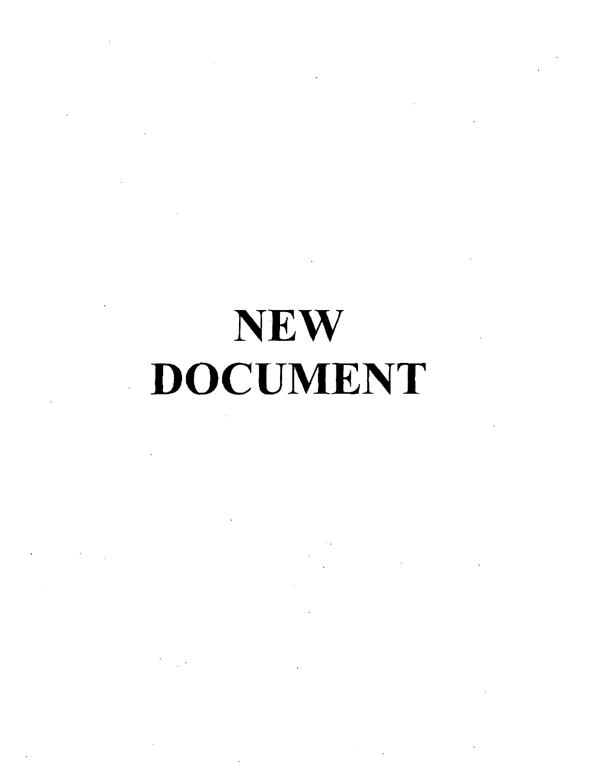# NEW DOCUMENT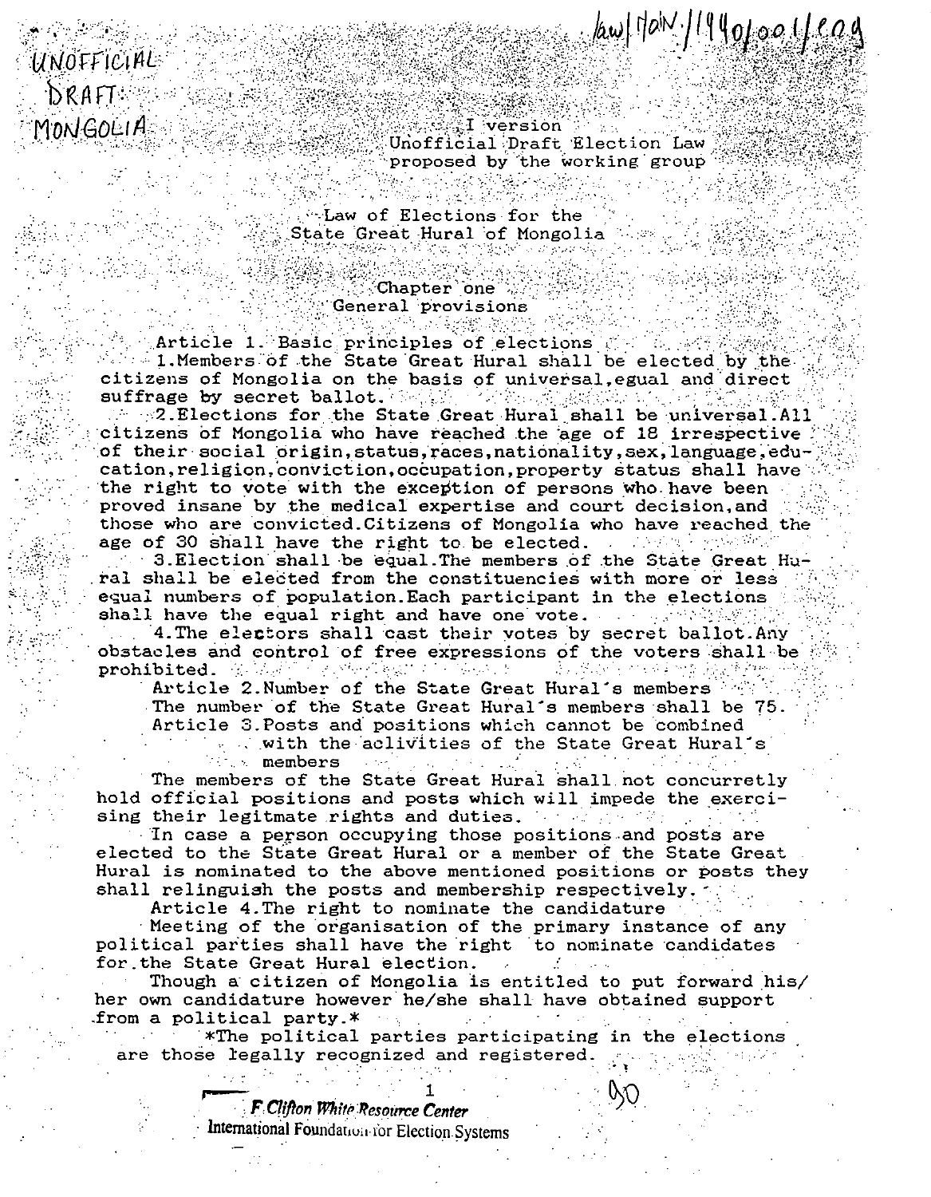UNOFFICIAL DRAFT MONGOLIA

law/MON/1990/001/eng

I version
Unofficial Draft Election Law
proposed by the working group

# Law of Elections for the State Great Hural of Mongolia

## Chapter one
## General provisions

### Article 1. Basic principles of elections

1.Members of the State Great Hural shall be elected by the citizens of Mongolia on the basis of universal,egual and direct suffrage by secret ballot.

2.Elections for the State Great Hural shall be universal.All citizens of Mongolia who have reached the age of 18 irrespective of their social origin,status,races,nationality,sex,language,education,religion,conviction,occupation,property status shall have the right to vote with the exception of persons who have been proved insane by the medical expertise and court decision,and those who are convicted.Citizens of Mongolia who have reached the age of 30 shall have the right to be elected.

3.Election shall be equal.The members of the State Great Hural shall be elected from the constituencies with more or less equal numbers of population.Each participant in the elections shall have the equal right and have one vote.

4.The electors shall cast their votes by secret ballot.Any obstacles and control of free expressions of the voters shall be prohibited.

### Article 2.Number of the State Great Hural's members

The number of the State Great Hural's members shall be 75.

### Article 3.Posts and positions which cannot be combined with the aclivities of the State Great Hural's members

The members of the State Great Hural shall not concurretly hold official positions and posts which will impede the exercising their legitmate rights and duties.

In case a person occupying those positions and posts are elected to the State Great Hural or a member of the State Great Hural is nominated to the above mentioned positions or posts they shall relinguish the posts and membership respectively.

### Article 4.The right to nominate the candidature

Meeting of the organisation of the primary instance of any political parties shall have the right to nominate candidates for the State Great Hural election.

Though a citizen of Mongolia is entitled to put forward his/her own candidature however he/she shall have obtained support from a political party.*

*The political parties participating in the elections are those legally recognized and registered.

F Clifton White Resource Center
International Foundation for Election Systems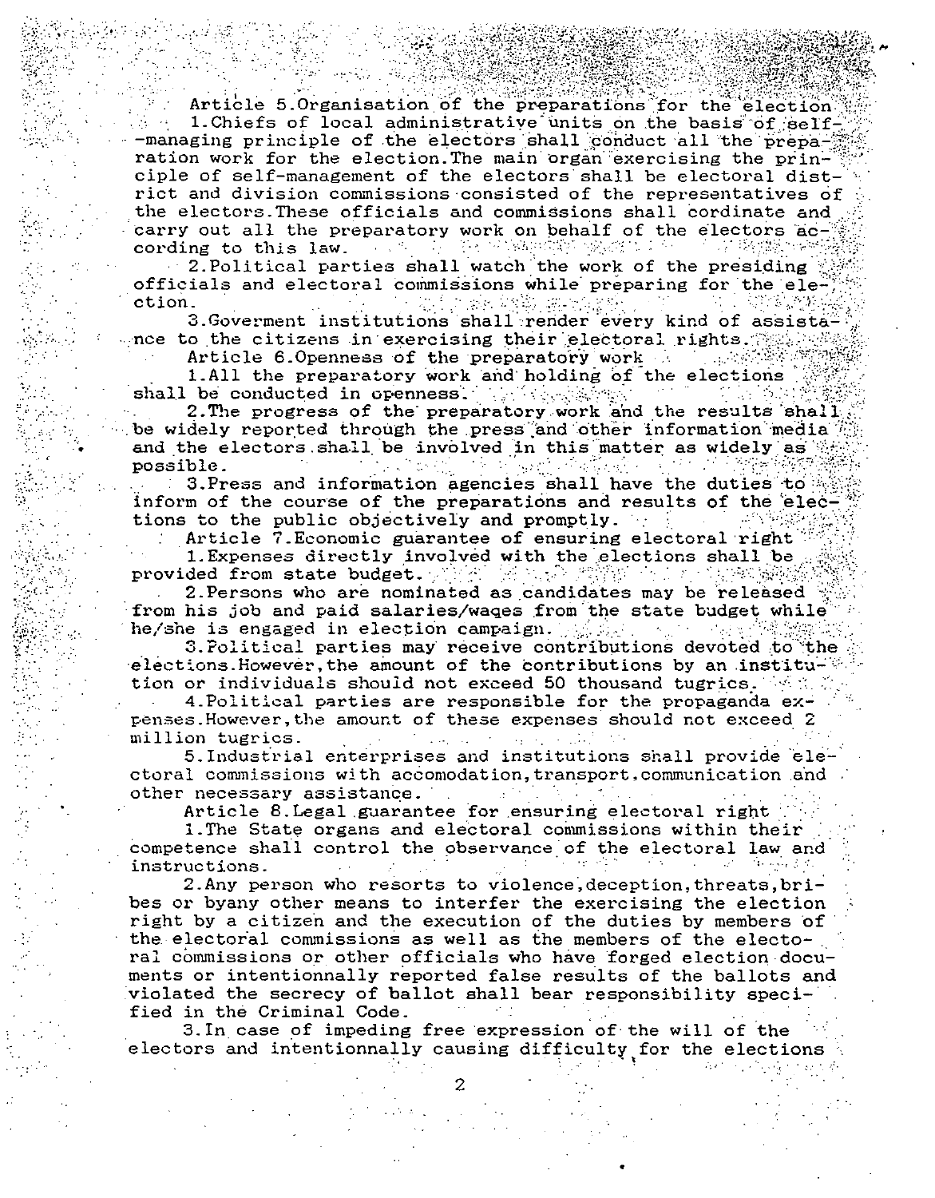Article 5. Organisation of the preparations for the election

1. Chiefs of local administrative units on the basis of self--managing principle of the electors shall conduct all the preparation work for the election. The main organ exercising the principle of self-management of the electors shall be electoral district and division commissions consisted of the representatives of the electors. These officials and commissions shall cordinate and carry out all the preparatory work on behalf of the electors according to this law.

2. Political parties shall watch the work of the presiding officials and electoral commissions while preparing for the election.

3. Goverment institutions shall render every kind of assistance to the citizens in exercising their electoral rights.

Article 6. Openness of the preparatory work

1. All the preparatory work and holding of the elections shall be conducted in openness.

2. The progress of the preparatory work and the results shall be widely reported through the press and other information media and the electors shall be involved in this matter as widely as possible.

3. Press and information agencies shall have the duties to inform of the course of the preparations and results of the elections to the public objectively and promptly.

Article 7. Economic guarantee of ensuring electoral right

1. Expenses directly involved with the elections shall be provided from state budget.

2. Persons who are nominated as candidates may be released from his job and paid salaries/waqes from the state budget while he/she is engaged in election campaign.

3. Political parties may receive contributions devoted to the elections. However, the amount of the contributions by an institution or individuals should not exceed 50 thousand tugrics.

4. Political parties are responsible for the propaganda expenses. However, the amount of these expenses should not exceed 2 million tugrics.

5. Industrial enterprises and institutions shall provide electoral commissions with accomodation, transport, communication and other necessary assistance.

Article 8. Legal guarantee for ensuring electoral right

1. The State organs and electoral commissions within their competence shall control the observance of the electoral law and instructions.

2. Any person who resorts to violence, deception, threats, bribes or byany other means to interfer the exercising the election right by a citizen and the execution of the duties by members of the electoral commissions as well as the members of the electoral commissions or other officials who have forged election documents or intentionnally reported false results of the ballots and violated the secrecy of ballot shall bear responsibility specified in the Criminal Code.

3. In case of impeding free expression of the will of the electors and intentionnally causing difficulty for the elections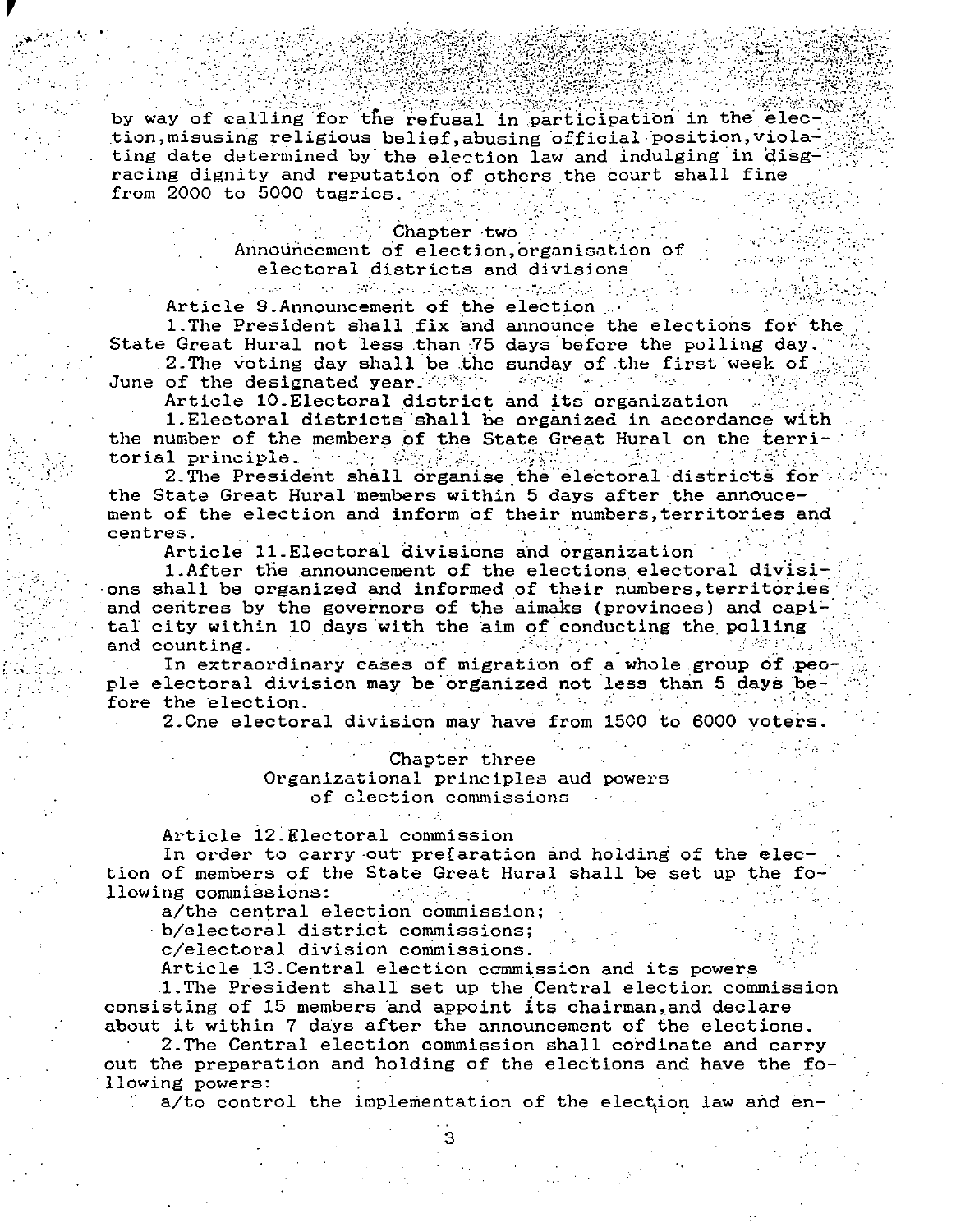by way of calling for the refusal in participation in the election,misusing religious belief,abusing official position,violating date determined by the election law and indulging in disgracing dignity and reputation of others the court shall fine from 2000 to 5000 tugrics.

## Chapter two
## Announcement of election,organisation of electoral districts and divisions

Article 9.Announcement of the election

1.The President shall fix and announce the elections for the State Great Hural not less than 75 days before the polling day.

2.The voting day shall be the sunday of the first week of June of the designated year.

Article 10.Electoral district and its organization

1.Electoral districts shall be organized in accordance with the number of the members of the State Great Hural on the territorial principle.

2.The President shall organise the electoral districts for the State Great Hural members within 5 days after the annoucement of the election and inform of their numbers,territories and centres.

Article 11.Electoral divisions and organization

1.After the announcement of the elections electoral divisions shall be organized and informed of their numbers,territories and centres by the governors of the aimaks (provinces) and capital city within 10 days with the aim of conducting the polling and counting.

In extraordinary cases of migration of a whole group of people electoral division may be organized not less than 5 days before the election.

2.One electoral division may have from 1500 to 6000 voters.

## Chapter three
## Organizational principles aud powers of election commissions

Article 12.Electoral commission

In order to carry out preparation and holding of the election of members of the State Great Hural shall be set up the following commissions:

a/the central election commission;

b/electoral district commissions;

c/electoral division commissions.

Article 13.Central election commission and its powers

1.The President shall set up the Central election commission consisting of 15 members and appoint its chairman,and declare about it within 7 days after the announcement of the elections.

2.The Central election commission shall cordinate and carry out the preparation and holding of the elections and have the following powers:

a/to control the implementation of the election law and en-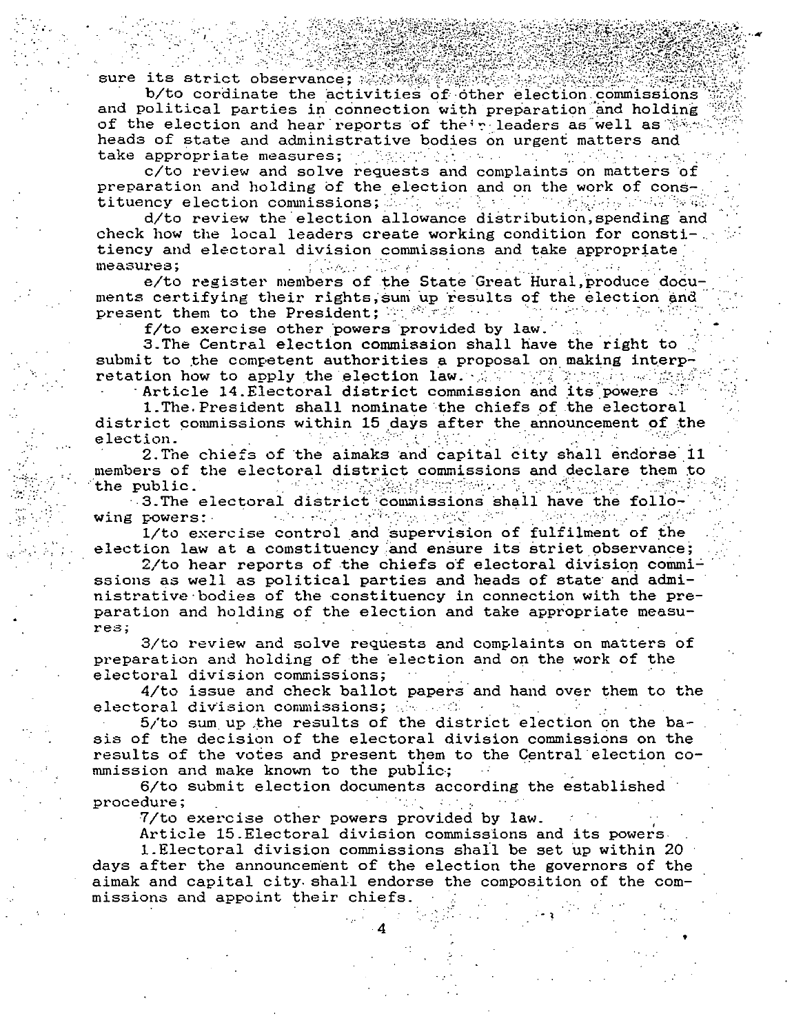sure its strict observance;

b/to cordinate the activities of other election commissions and political parties in connection with preparation and holding of the election and hear reports of their leaders as well as heads of state and administrative bodies on urgent matters and take appropriate measures;

c/to review and solve requests and complaints on matters of preparation and holding of the election and on the work of constituency election commissions;

d/to review the election allowance distribution, spending and check how the local leaders create working condition for constitiency and electoral division commissions and take appropriate measures;

e/to register members of the State Great Hural, produce documents certifying their rights, sum up results of the election and present them to the President;

f/to exercise other powers provided by law.

3.The Central election commission shall have the right to submit to the competent authorities a proposal on making interpretation how to apply the election law.

Article 14.Electoral district commission and its powers

1.The President shall nominate the chiefs of the electoral district commissions within 15 days after the announcement of the election.

2.The chiefs of the aimaks and capital city shall endorse 11 members of the electoral district commissions and declare them to the public.

3.The electoral district commissions shall have the following powers:

1/to exercise control and supervision of fulfilment of the election law at a comstituency and ensure its striet observance;

2/to hear reports of the chiefs of electoral division commissions as well as political parties and heads of state and administrative bodies of the constituency in connection with the preparation and holding of the election and take appropriate measures;

3/to review and solve requests and complaints on matters of preparation and holding of the election and on the work of the electoral division commissions;

4/to issue and check ballot papers and hand over them to the electoral division commissions;

5/to sum up the results of the district election on the basis of the decision of the electoral division commissions on the results of the votes and present them to the Central election commission and make known to the public;

6/to submit election documents according the established procedure;

7/to exercise other powers provided by law.

Article 15.Electoral division commissions and its powers

1.Electoral division commissions shall be set up within 20 days after the announcement of the election the governors of the aimak and capital city shall endorse the composition of the commissions and appoint their chiefs.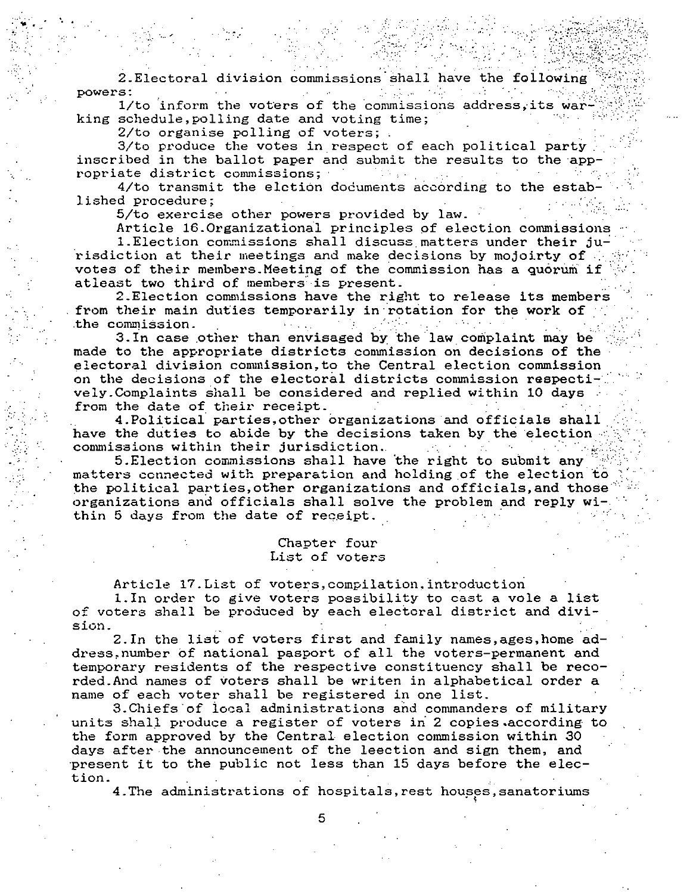2.Electoral division commissions shall have the following powers:

1/to inform the voters of the commissions address,its warking schedule,polling date and voting time;

2/to organise polling of voters;

3/to produce the votes in respect of each political party inscribed in the ballot paper and submit the results to the appropriate district commissions;

4/to transmit the elction documents according to the established procedure;

5/to exercise other powers provided by law.

Article 16.Organizational principles of election commissions

1.Election commissions shall discuss matters under their jurisdiction at their meetings and make decisions by mojoirty of votes of their members.Meeting of the commission has a quorum if atleast two third of members is present.

2.Election commissions have the right to release its members from their main duties temporarily in rotation for the work of the commission.

3.In case other than envisaged by the law complaint may be made to the appropriate districts commission on decisions of the electoral division commission,to the Central election commission on the decisions of the electoral districts commission respectively.Complaints shall be considered and replied within 10 days from the date of their receipt.

4.Political parties,other organizations and officials shall have the duties to abide by the decisions taken by the election commissions within their jurisdiction.

5.Election commissions shall have the right to submit any matters connected with preparation and holding of the election to the political parties,other organizations and officials,and those organizations and officials shall solve the problem and reply within 5 days from the date of receipt.

## Chapter four
## List of voters

Article 17.List of voters,compilation,introduction

1.In order to give voters possibility to cast a vole a list of voters shall be produced by each electoral district and division.

2.In the list of voters first and family names,ages,home address,number of national pasport of all the voters-permanent and temporary residents of the respective constituency shall be recorded.And names of voters shall be writen in alphabetical order a name of each voter shall be registered in one list.

3.Chiefs of local administrations and commanders of military units shall produce a register of voters in 2 copies.according to the form approved by the Central election commission within 30 days after the announcement of the leection and sign them, and present it to the public not less than 15 days before the election.

4.The administrations of hospitals,rest houses,sanatoriums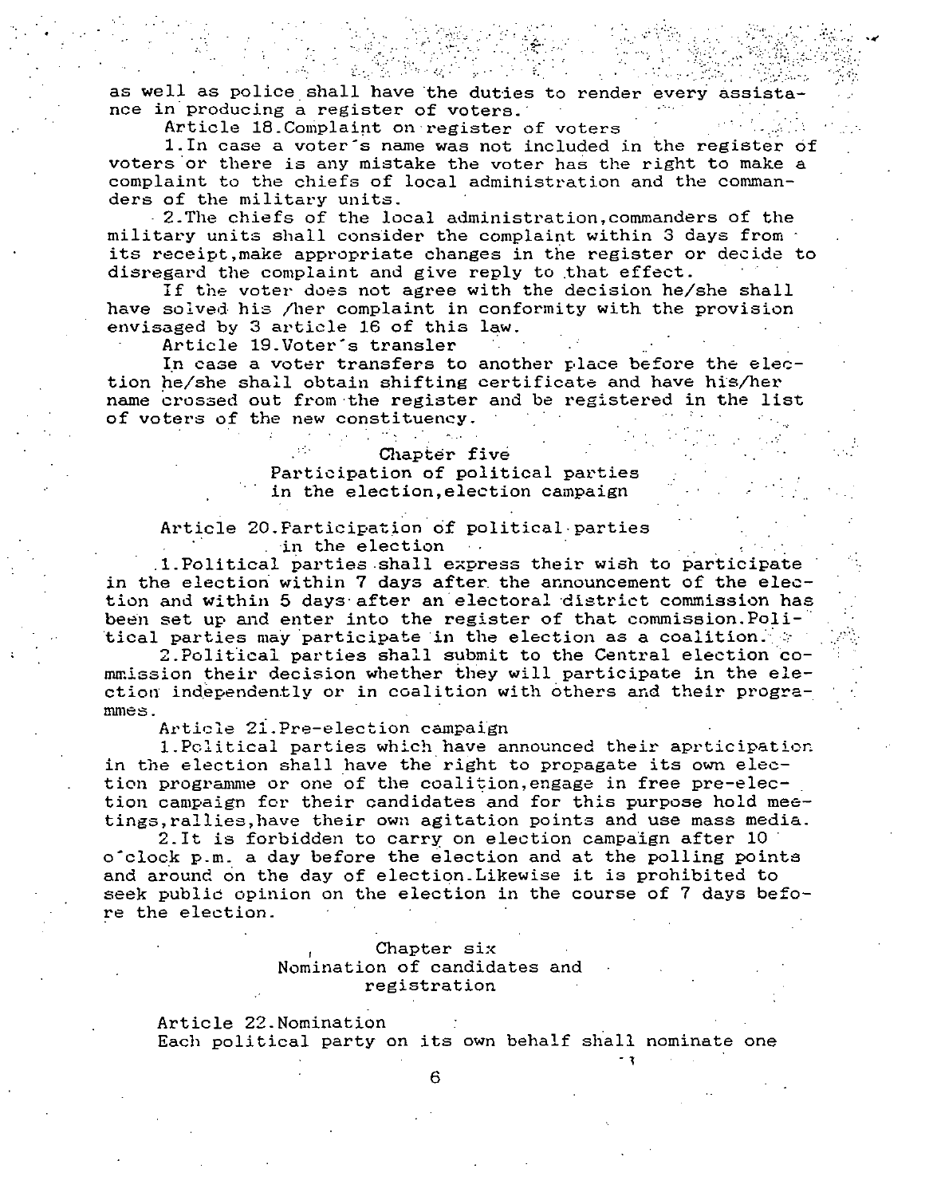as well as police shall have the duties to render every assistance in producing a register of voters.

Article 18.Complaint on register of voters

1.In case a voter's name was not included in the register of voters or there is any mistake the voter has the right to make a complaint to the chiefs of local administration and the commanders of the military units.

2.The chiefs of the local administration,commanders of the military units shall consider the complaint within 3 days from its receipt,make appropriate changes in the register or decide to disregard the complaint and give reply to that effect.

If the voter does not agree with the decision he/she shall have solved his /her complaint in conformity with the provision envisaged by 3 article 16 of this law.

Article 19.Voter's transler

In case a voter transfers to another place before the election he/she shall obtain shifting certificate and have his/her name crossed out from the register and be registered in the list of voters of the new constituency.

## Chapter five
## Participation of political parties in the election,election campaign

Article 20.Participation of political parties in the election

1.Political parties shall express their wish to participate in the election within 7 days after the announcement of the election and within 5 days after an electoral district commission has been set up and enter into the register of that commission.Political parties may participate in the election as a coalition.

2.Political parties shall submit to the Central election commission their decision whether they will participate in the election independently or in coalition with others and their programmes.

Article 21.Pre-election campaign

1.Political parties which have announced their aprticipation in the election shall have the right to propagate its own election programme or one of the coalition,engage in free pre-election campaign for their candidates and for this purpose hold meetings,rallies,have their own agitation points and use mass media.

2.It is forbidden to carry on election campaign after 10 o'clock p.m. a day before the election and at the polling points and around on the day of election.Likewise it is prohibited to seek public opinion on the election in the course of 7 days before the election.

## Chapter six
## Nomination of candidates and registration

Article 22.Nomination

Each political party on its own behalf shall nominate one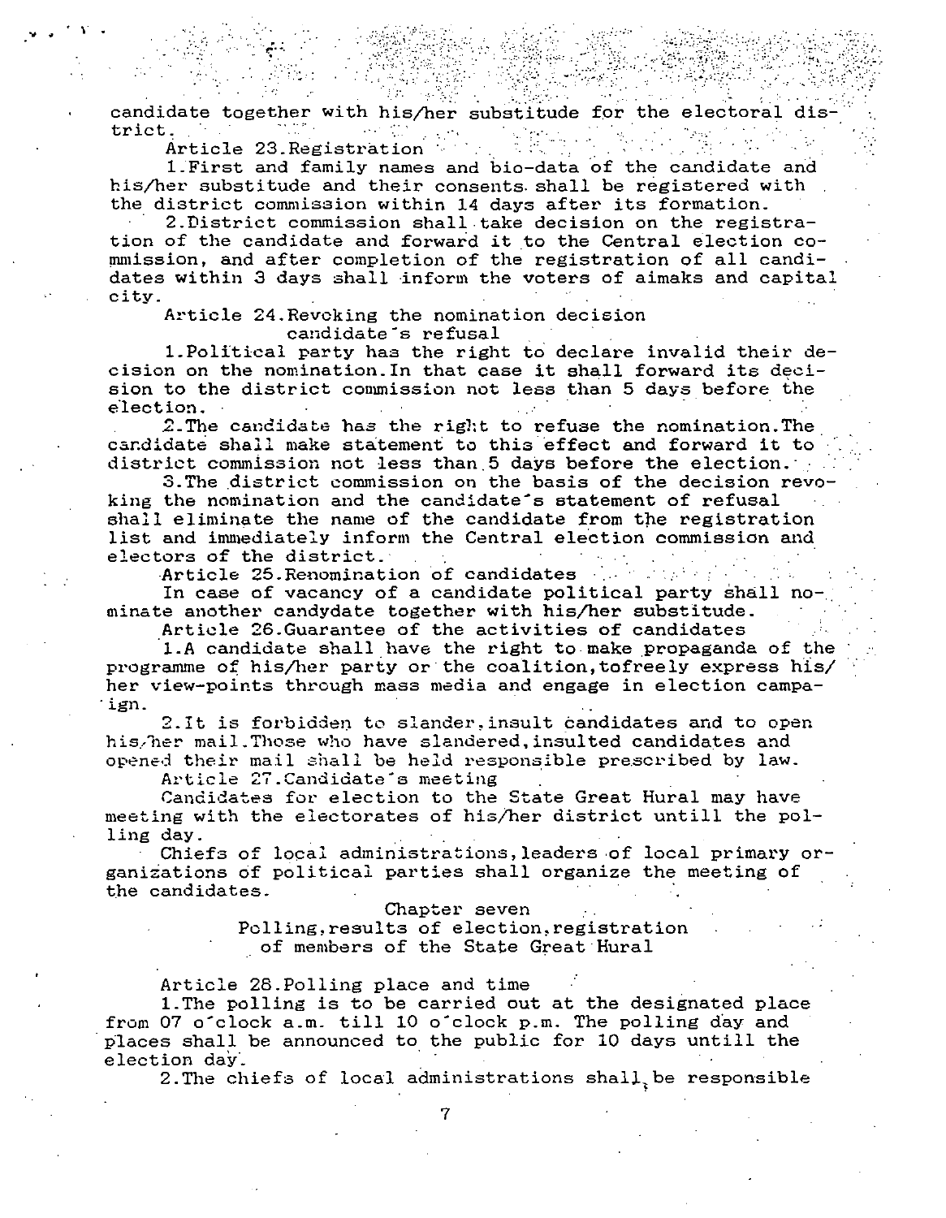candidate together with his/her substitude for the electoral district.

Article 23.Registration

1.First and family names and bio-data of the candidate and his/her substitude and their consents shall be registered with the district commission within 14 days after its formation.

2.District commission shall take decision on the registration of the candidate and forward it to the Central election commission, and after completion of the registration of all candidates within 3 days shall inform the voters of aimaks and capital city.

Article 24.Revoking the nomination decision candidate's refusal

1.Political party has the right to declare invalid their decision on the nomination.In that case it shall forward its decision to the district commission not less than 5 days before the election.

2.The candidate has the right to refuse the nomination.The candidate shall make statement to this effect and forward it to district commission not less than 5 days before the election.

3.The district commission on the basis of the decision revoking the nomination and the candidate's statement of refusal shall eliminate the name of the candidate from the registration list and immediately inform the Central election commission and electors of the district.

Article 25.Renomination of candidates

In case of vacancy of a candidate political party shall nominate another candydate together with his/her substitude.

Article 26.Guarantee of the activities of candidates

1.A candidate shall have the right to make propaganda of the programme of his/her party or the coalition,tofreely express his/her view-points through mass media and engage in election campaign.

2.It is forbidden to slander,insult candidates and to open his/her mail.Those who have slandered,insulted candidates and opened their mail shall be held responsible prescribed by law.

Article 27.Candidate's meeting

Candidates for election to the State Great Hural may have meeting with the electorates of his/her district untill the polling day.

Chiefs of local administrations,leaders of local primary organizations of political parties shall organize the meeting of the candidates.

## Chapter seven
## Polling,results of election,registration of members of the State Great Hural

Article 28.Polling place and time

1.The polling is to be carried out at the designated place from 07 o'clock a.m. till 10 o'clock p.m. The polling day and places shall be announced to the public for 10 days untill the election day.

2.The chiefs of local administrations shall be responsible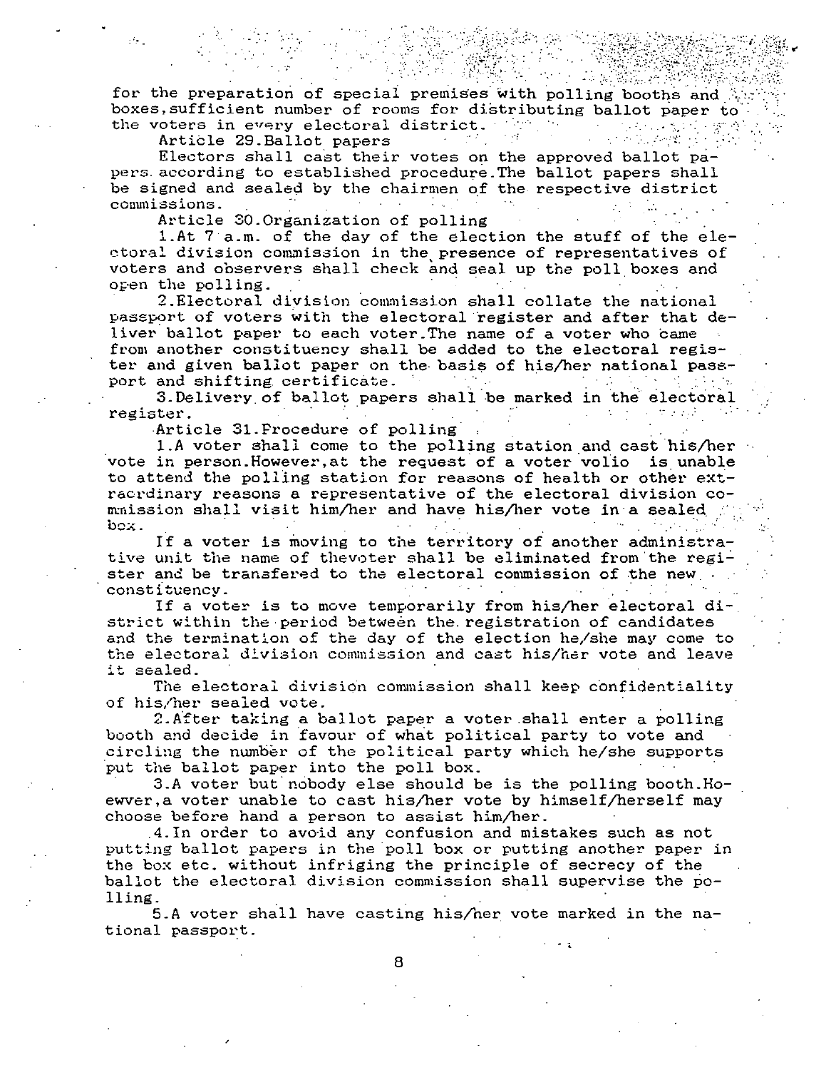for the preparation of special premises with polling booths and boxes, sufficient number of rooms for distributing ballot paper to the voters in every electoral district.

Article 29. Ballot papers

Electors shall cast their votes on the approved ballot papers according to established procedure. The ballot papers shall be signed and sealed by the chairmen of the respective district commissions.

Article 30. Organization of polling

1. At 7 a.m. of the day of the election the stuff of the electoral division commission in the presence of representatives of voters and observers shall check and seal up the poll boxes and open the polling.

2. Electoral division commission shall collate the national passport of voters with the electoral register and after that deliver ballot paper to each voter. The name of a voter who came from another constituency shall be added to the electoral register and given ballot paper on the basis of his/her national passport and shifting certificate.

3. Delivery of ballot papers shall be marked in the electoral register.

Article 31. Procedure of polling

1. A voter shall come to the polling station and cast his/her vote in person. However, at the request of a voter volio is unable to attend the polling station for reasons of health or other extraordinary reasons a representative of the electoral division commission shall visit him/her and have his/her vote in a sealed box.

If a voter is moving to the territory of another administrative unit the name of thevoter shall be eliminated from the register and be transfered to the electoral commission of the new constituency.

If a voter is to move temporarily from his/her electoral district within the period between the registration of candidates and the termination of the day of the election he/she may come to the electoral division commission and cast his/her vote and leave it sealed.

The electoral division commission shall keep confidentiality of his/her sealed vote.

2. After taking a ballot paper a voter shall enter a polling booth and decide in favour of what political party to vote and circling the number of the political party which he/she supports put the ballot paper into the poll box.

3. A voter but nobody else should be is the polling booth. Howewver, a voter unable to cast his/her vote by himself/herself may choose before hand a person to assist him/her.

4. In order to avoid any confusion and mistakes such as not putting ballot papers in the poll box or putting another paper in the box etc. without infriging the principle of secrecy of the ballot the electoral division commission shall supervise the polling.

5. A voter shall have casting his/her vote marked in the national passport.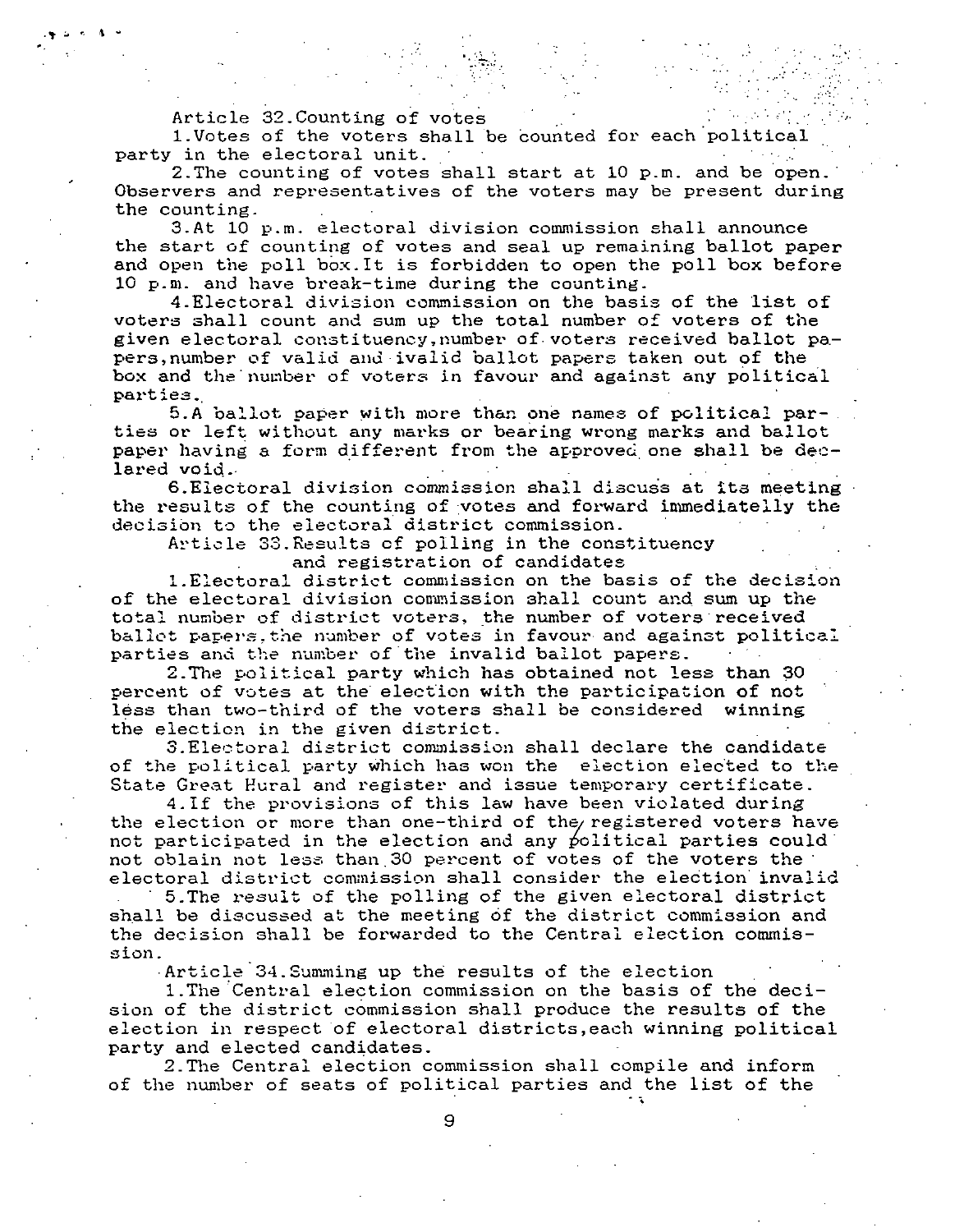Article 32.Counting of votes

1.Votes of the voters shall be counted for each political party in the electoral unit.

2.The counting of votes shall start at 10 p.m. and be open. Observers and representatives of the voters may be present during the counting.

3.At 10 p.m. electoral division commission shall announce the start of counting of votes and seal up remaining ballot paper and open the poll box.It is forbidden to open the poll box before 10 p.m. and have break-time during the counting.

4.Electoral division commission on the basis of the list of voters shall count and sum up the total number of voters of the given electoral constituency,number of voters received ballot papers,number of valid and ivalid ballot papers taken out of the box and the number of voters in favour and against any political parties.

5.A ballot paper with more than one names of political parties or left without any marks or bearing wrong marks and ballot paper having a form different from the approved one shall be declared void.

6.Electoral division commission shall discuss at its meeting the results of the counting of votes and forward immediatelly the decision to the electoral district commission.

Article 33.Results of polling in the constituency and registration of candidates

1.Electoral district commission on the basis of the decision of the electoral division commission shall count and sum up the total number of district voters, the number of voters received ballot papers,the number of votes in favour and against political parties and the number of the invalid ballot papers.

2.The political party which has obtained not less than 30 percent of votes at the election with the participation of not less than two-third of the voters shall be considered winning the election in the given district.

3.Electoral district commission shall declare the candidate of the political party which has won the election elected to the State Great Hural and register and issue temporary certificate.

4.If the provisions of this law have been violated during the election or more than one-third of the registered voters have not participated in the election and any political parties could not oblain not less than 30 percent of votes of the voters the electoral district commission shall consider the election invalid

5.The result of the polling of the given electoral district shall be discussed at the meeting of the district commission and the decision shall be forwarded to the Central election commission.

Article 34.Summing up the results of the election

1.The Central election commission on the basis of the decision of the district commission shall produce the results of the election in respect of electoral districts,each winning political party and elected candidates.

2.The Central election commission shall compile and inform of the number of seats of political parties and the list of the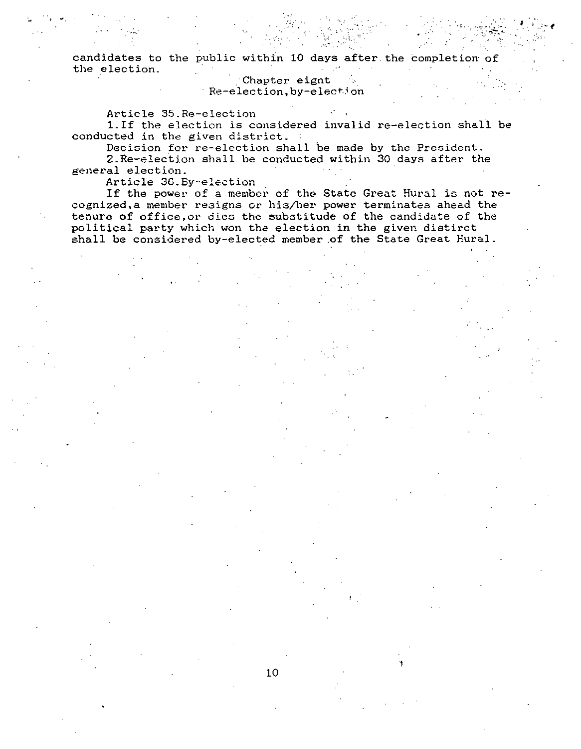candidates to the public within 10 days after the completion of the election.

## Chapter eignt
## Re-election,by-election

### Article 35.Re-election

1.If the election is considered invalid re-election shall be conducted in the given district.

Decision for re-election shall be made by the President.

2.Re-election shall be conducted within 30 days after the general election.

### Article 36.By-election

If the power of a member of the State Great Hural is not recognized,a member resigns or his/her power terminates ahead the tenure of office,or dies the substitude of the candidate of the political party which won the election in the given distirct shall be considered by-elected member of the State Great Hural.